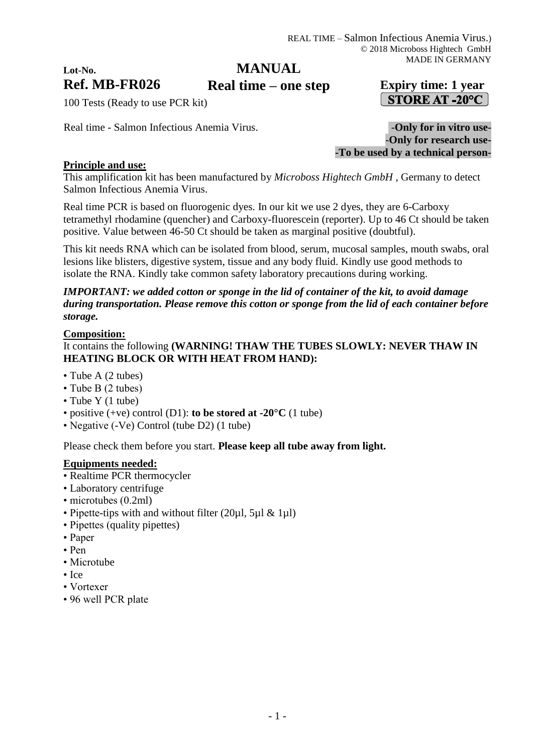Lot-No.

# MANUAL

**Ref. MB-FR026** **Real time – one step** **Expiry time: 1 year**

**STORE AT -20°C**

100 Tests (Ready to use PCR kit)

Real time - Salmon Infectious Anemia Virus.

**-Only for in vitro use-**
**-Only for research use-**
**-To be used by a technical person-**

## Principle and use:

This amplification kit has been manufactured by *Microboss Hightech GmbH* , Germany to detect Salmon Infectious Anemia Virus.

Real time PCR is based on fluorogenic dyes. In our kit we use 2 dyes, they are 6-Carboxy tetramethyl rhodamine (quencher) and Carboxy-fluorescein (reporter). Up to 46 Ct should be taken positive. Value between 46-50 Ct should be taken as marginal positive (doubtful).

This kit needs RNA which can be isolated from blood, serum, mucosal samples, mouth swabs, oral lesions like blisters, digestive system, tissue and any body fluid. Kindly use good methods to isolate the RNA. Kindly take common safety laboratory precautions during working.

***IMPORTANT: we added cotton or sponge in the lid of container of the kit, to avoid damage during transportation. Please remove this cotton or sponge from the lid of each container before storage.***

## Composition:

It contains the following **(WARNING! THAW THE TUBES SLOWLY: NEVER THAW IN HEATING BLOCK OR WITH HEAT FROM HAND):**

- Tube A (2 tubes)
- Tube B (2 tubes)
- Tube Y (1 tube)
- positive (+ve) control (D1): **to be stored at -20°C** (1 tube)
- Negative (-Ve) Control (tube D2) (1 tube)

Please check them before you start. **Please keep all tube away from light.**

## Equipments needed:

- Realtime PCR thermocycler
- Laboratory centrifuge
- microtubes (0.2ml)
- Pipette-tips with and without filter (20µl, 5µl & 1µl)
- Pipettes (quality pipettes)
- Paper
- Pen
- Microtube
- Ice
- Vortexer
- 96 well PCR plate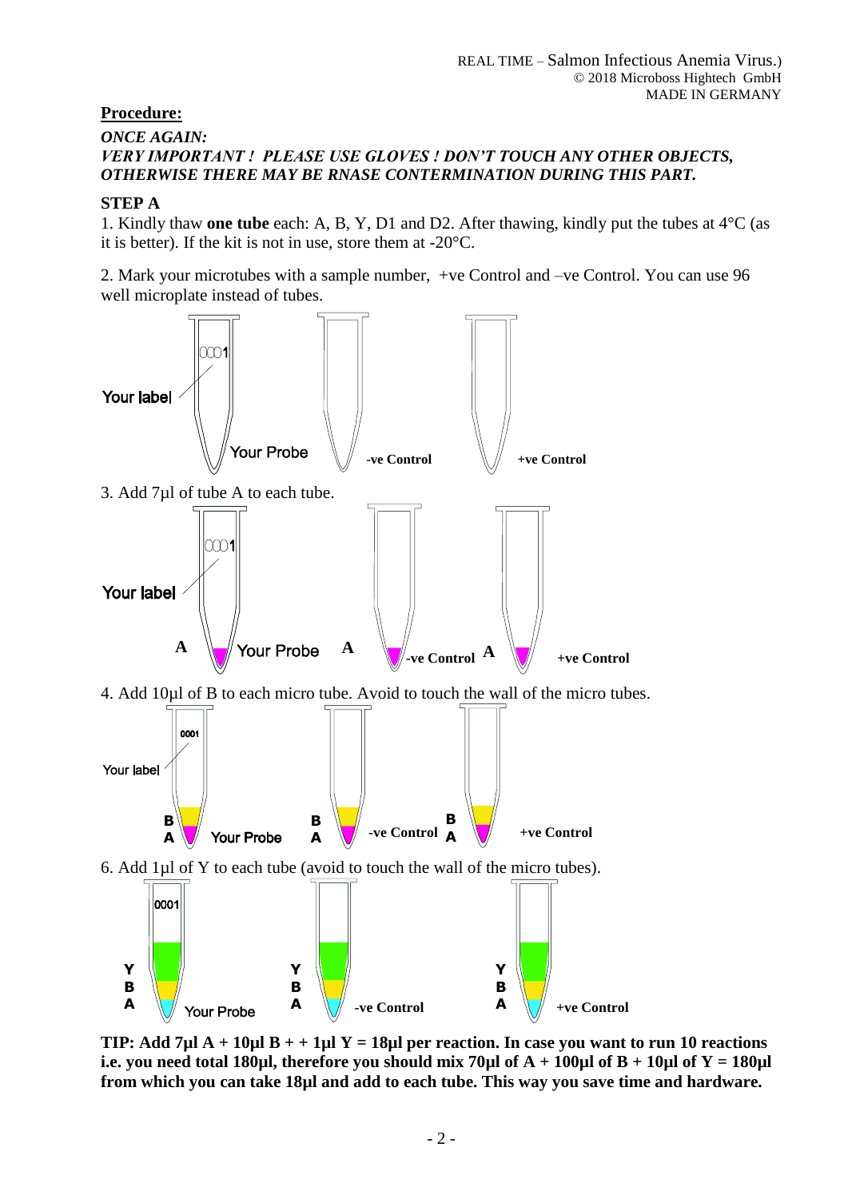**Procedure:**

***ONCE AGAIN:***
***VERY IMPORTANT ! PLEASE USE GLOVES ! DON'T TOUCH ANY OTHER OBJECTS, OTHERWISE THERE MAY BE RNASE CONTERMINATION DURING THIS PART.***

**STEP A**

1. Kindly thaw **one tube** each: A, B, Y, D1 and D2. After thawing, kindly put the tubes at 4°C (as it is better). If the kit is not in use, store them at -20°C.

2. Mark your microtubes with a sample number, +ve Control and –ve Control. You can use 96 well microplate instead of tubes.

Your label 0001 Your Probe -ve Control +ve Control

3. Add 7µl of tube A to each tube.

Your label 0001 A Your Probe A -ve Control A +ve Control

4. Add 10µl of B to each micro tube. Avoid to touch the wall of the micro tubes.

Your label 0001 B A Your Probe B A -ve Control B A +ve Control

6. Add 1µl of Y to each tube (avoid to touch the wall of the micro tubes).

0001 Y B A Your Probe Y B A -ve Control Y B A +ve Control

**TIP: Add 7µl A + 10µl B + + 1µl Y = 18µl per reaction. In case you want to run 10 reactions i.e. you need total 180µl, therefore you should mix 70µl of A + 100µl of B + 10µl of Y = 180µl from which you can take 18µl and add to each tube. This way you save time and hardware.**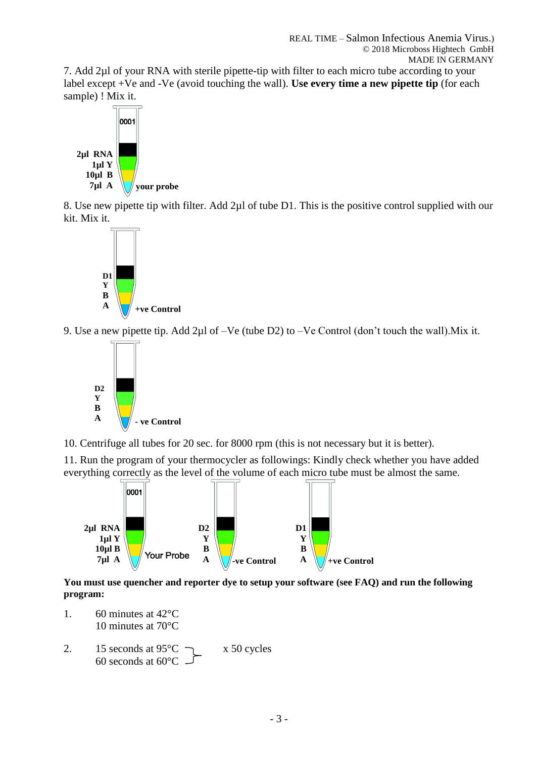7. Add 2µl of your RNA with sterile pipette-tip with filter to each micro tube according to your label except +Ve and -Ve (avoid touching the wall). **Use every time a new pipette tip** (for each sample) ! Mix it.

**2µl RNA**
**1µl Y**
**10µl B**
**7µl A** **your probe**

8. Use new pipette tip with filter. Add 2µl of tube D1. This is the positive control supplied with our kit. Mix it.

**D1**
**Y**
**B**
**A** **+ve Control**

9. Use a new pipette tip. Add 2µl of –Ve (tube D2) to –Ve Control (don't touch the wall).Mix it.

**D2**
**Y**
**B**
**A** **- ve Control**

10. Centrifuge all tubes for 20 sec. for 8000 rpm (this is not necessary but it is better).

11. Run the program of your thermocycler as followings: Kindly check whether you have added everything correctly as the level of the volume of each micro tube must be almost the same.

**2µl RNA**, **1µl Y**, **10µl B**, **7µl A** – Your Probe
**D2**, **Y**, **B**, **A** – **-ve Control**
**D1**, **Y**, **B**, **A** – **+ve Control**

**You must use quencher and reporter dye to setup your software (see FAQ) and run the following program:**

1. 60 minutes at 42°C
   10 minutes at 70°C

2. 15 seconds at 95°C
   60 seconds at 60°C  x 50 cycles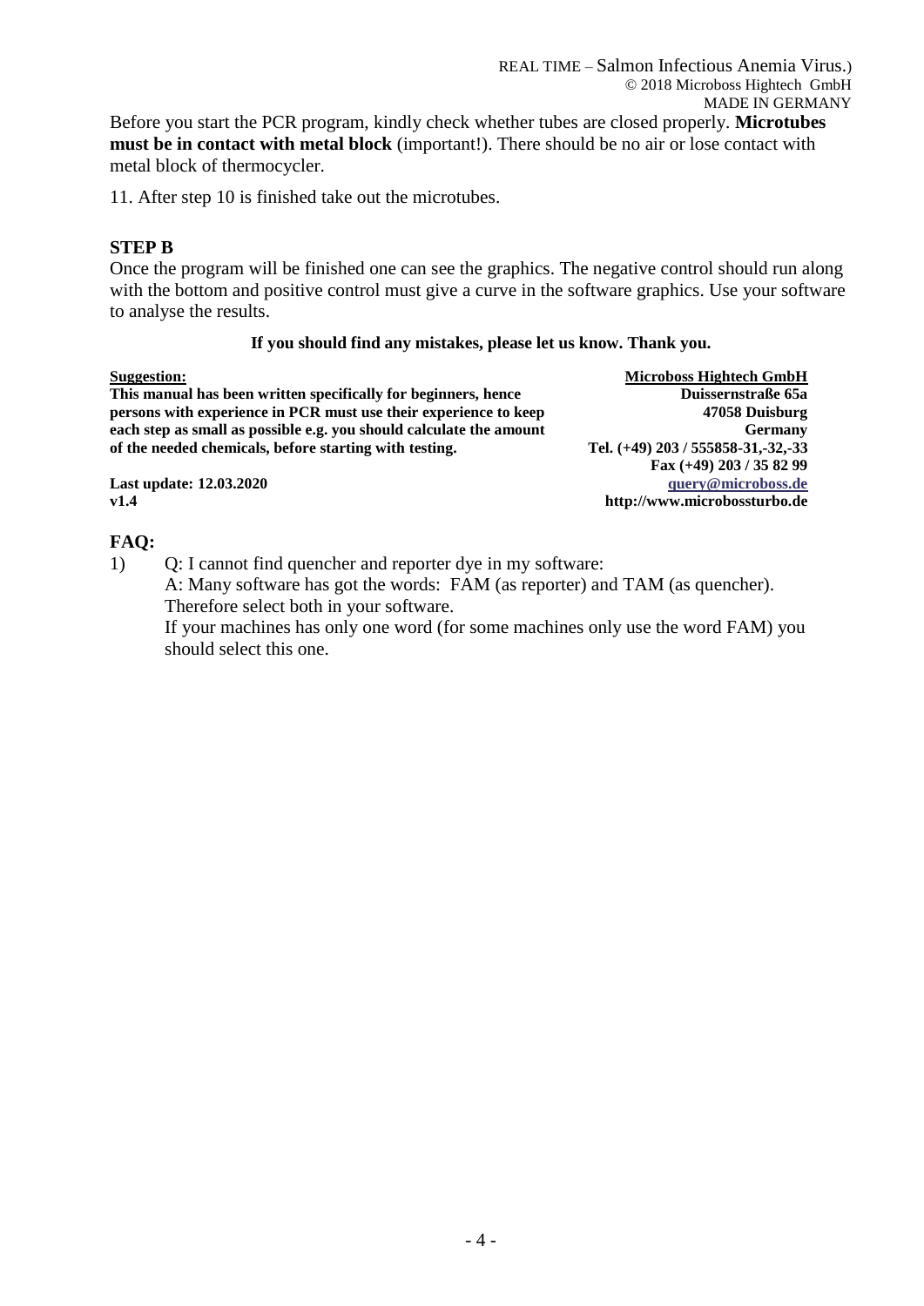Before you start the PCR program, kindly check whether tubes are closed properly. **Microtubes must be in contact with metal block** (important!). There should be no air or lose contact with metal block of thermocycler.

11. After step 10 is finished take out the microtubes.

## STEP B

Once the program will be finished one can see the graphics. The negative control should run along with the bottom and positive control must give a curve in the software graphics. Use your software to analyse the results.

**If you should find any mistakes, please let us know. Thank you.**

**Suggestion:**
**This manual has been written specifically for beginners, hence persons with experience in PCR must use their experience to keep each step as small as possible e.g. you should calculate the amount of the needed chemicals, before starting with testing.**

**Last update: 12.03.2020**
**v1.4**

**Microboss Hightech GmbH**
**Duissernstraße 65a**
**47058 Duisburg**
**Germany**
**Tel. (+49) 203 / 555858-31,-32,-33**
**Fax (+49) 203 / 35 82 99**
**query@microboss.de**
**http://www.microbossturbo.de**

## FAQ:

1) Q: I cannot find quencher and reporter dye in my software:
   A: Many software has got the words: FAM (as reporter) and TAM (as quencher). Therefore select both in your software.
   If your machines has only one word (for some machines only use the word FAM) you should select this one.